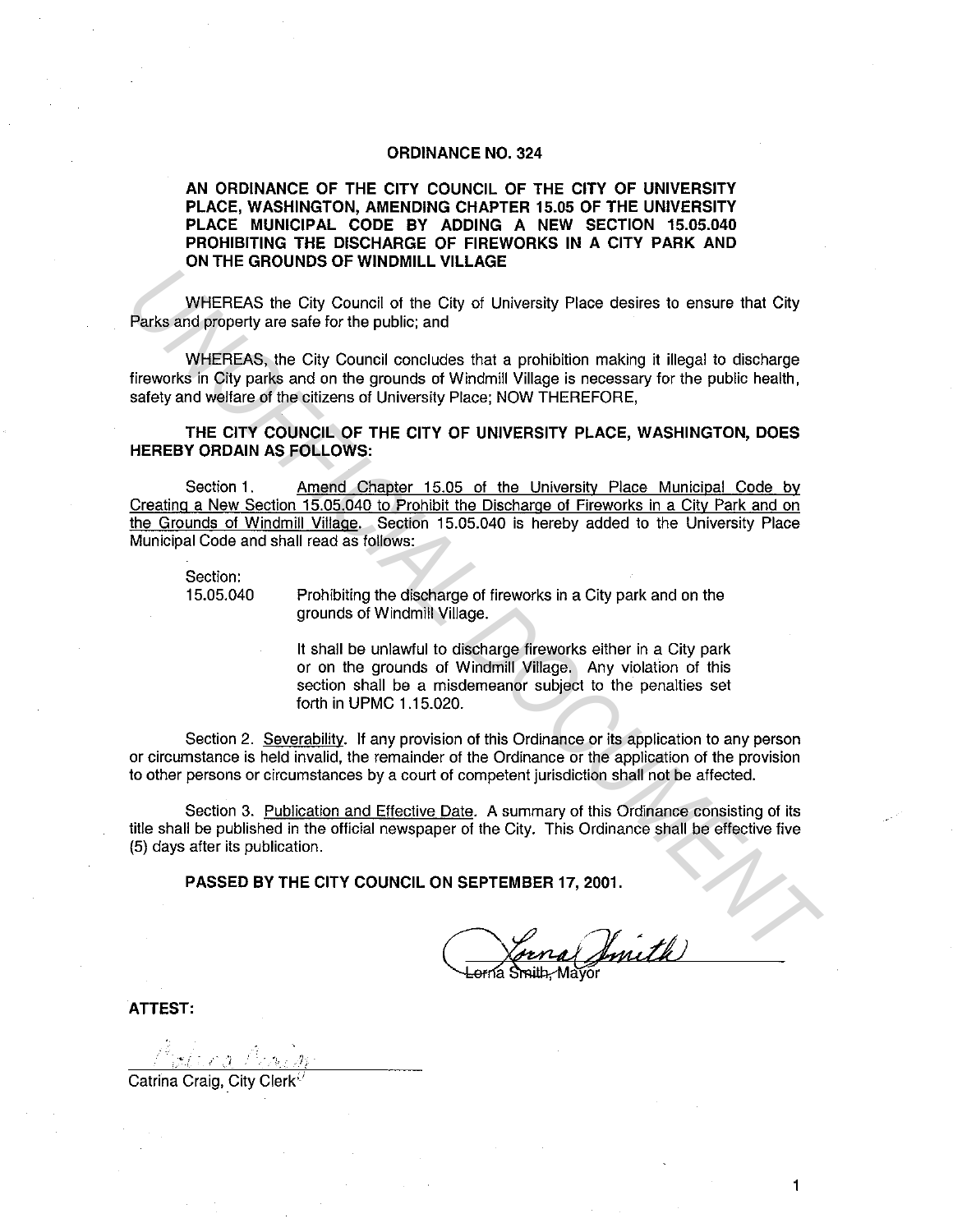# ORDINANCE NO. 324

**AN ORDINANCE OF THE CITY COUNCIL OF THE CITY OF UNIVERSITY PLACE, WASHINGTON, AMENDING CHAPTER 15.05 OF THE UNIVERSITY PLACE MUNICIPAL CODE BY ADDING A NEW SECTION 15.05.040 PROHIBITING THE DISCHARGE OF FIREWORKS IN A CITY PARK AND ON THE GROUNDS OF WINDMILL VILLAGE**

WHEREAS the City Council of the City of University Place desires to ensure that City Parks and property are safe for the public; and

WHEREAS, the City Council concludes that a prohibition making it illegal to discharge fireworks in City parks and on the grounds of Windmill Village is necessary for the public health, safety and welfare of the citizens of University Place; NOW THEREFORE,

**THE CITY COUNCIL OF THE CITY OF UNIVERSITY PLACE, WASHINGTON, DOES HEREBY ORDAIN AS FOLLOWS:**

Section 1. Amend Chapter 15.05 of the University Place Municipal Code by Creating a New Section 15.05.040 to Prohibit the Discharge of Fireworks in a City Park and on the Grounds of Windmill Village. Section 15.05.040 is hereby added to the University Place Municipal Code and shall read as follows:

Section:
15.05.040 Prohibiting the discharge of fireworks in a City park and on the grounds of Windmill Village.

It shall be unlawful to discharge fireworks either in a City park or on the grounds of Windmill Village. Any violation of this section shall be a misdemeanor subject to the penalties set forth in UPMC 1.15.020.

Section 2. Severability. If any provision of this Ordinance or its application to any person or circumstance is held invalid, the remainder of the Ordinance or the application of the provision to other persons or circumstances by a court of competent jurisdiction shall not be affected.

Section 3. Publication and Effective Date. A summary of this Ordinance consisting of its title shall be published in the official newspaper of the City. This Ordinance shall be effective five (5) days after its publication.

**PASSED BY THE CITY COUNCIL ON SEPTEMBER 17, 2001.**

Lorna Smith, Mayor

**ATTEST:**

Catrina Craig, City Clerk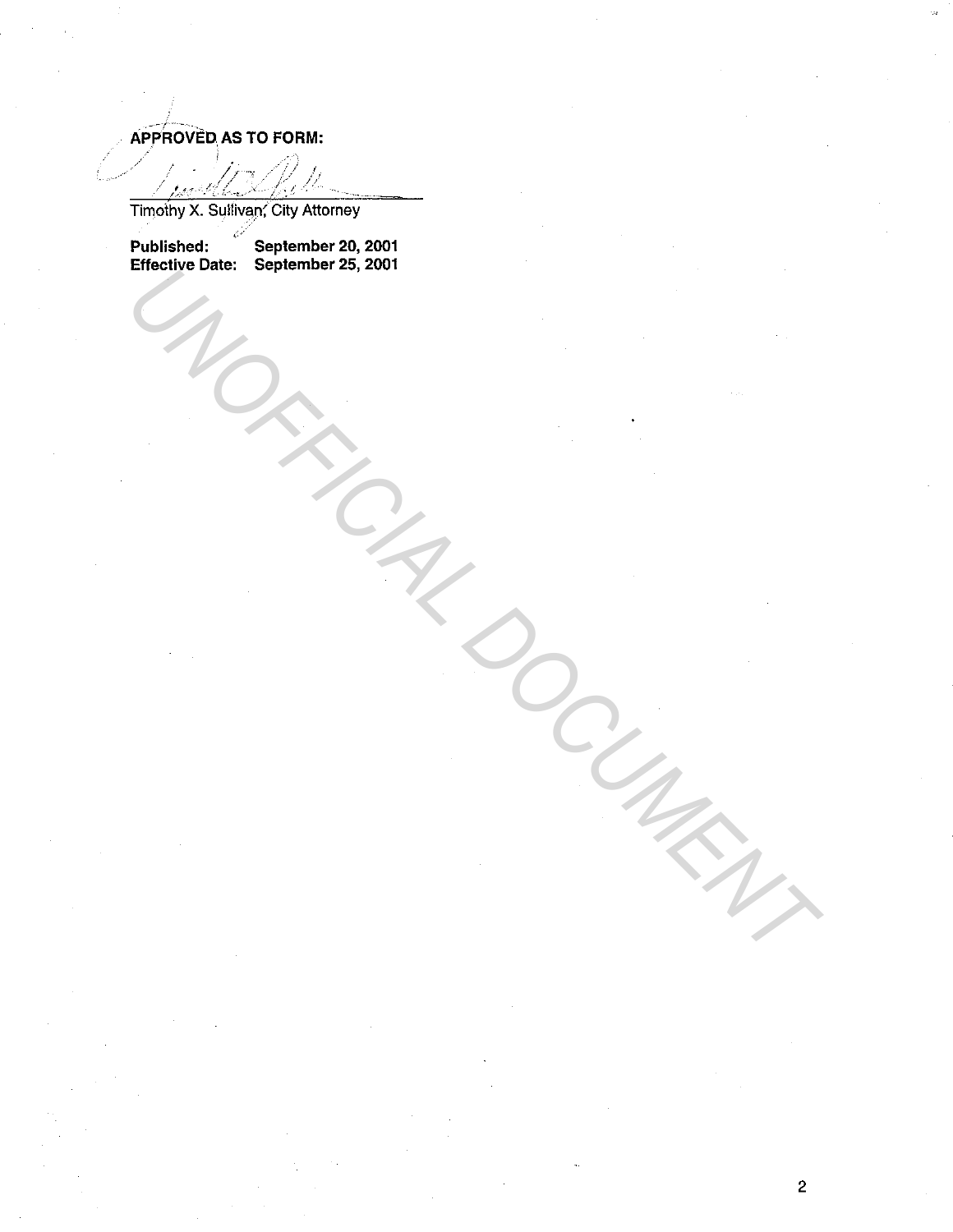**APPROVED AS TO FORM:**

Timothy X. Sullivan, City Attorney

| | |
|---|---|
| **Published:** | **September 20, 2001** |
| **Effective Date:** | **September 25, 2001** |

UNOFFICIAL DOCUMENT